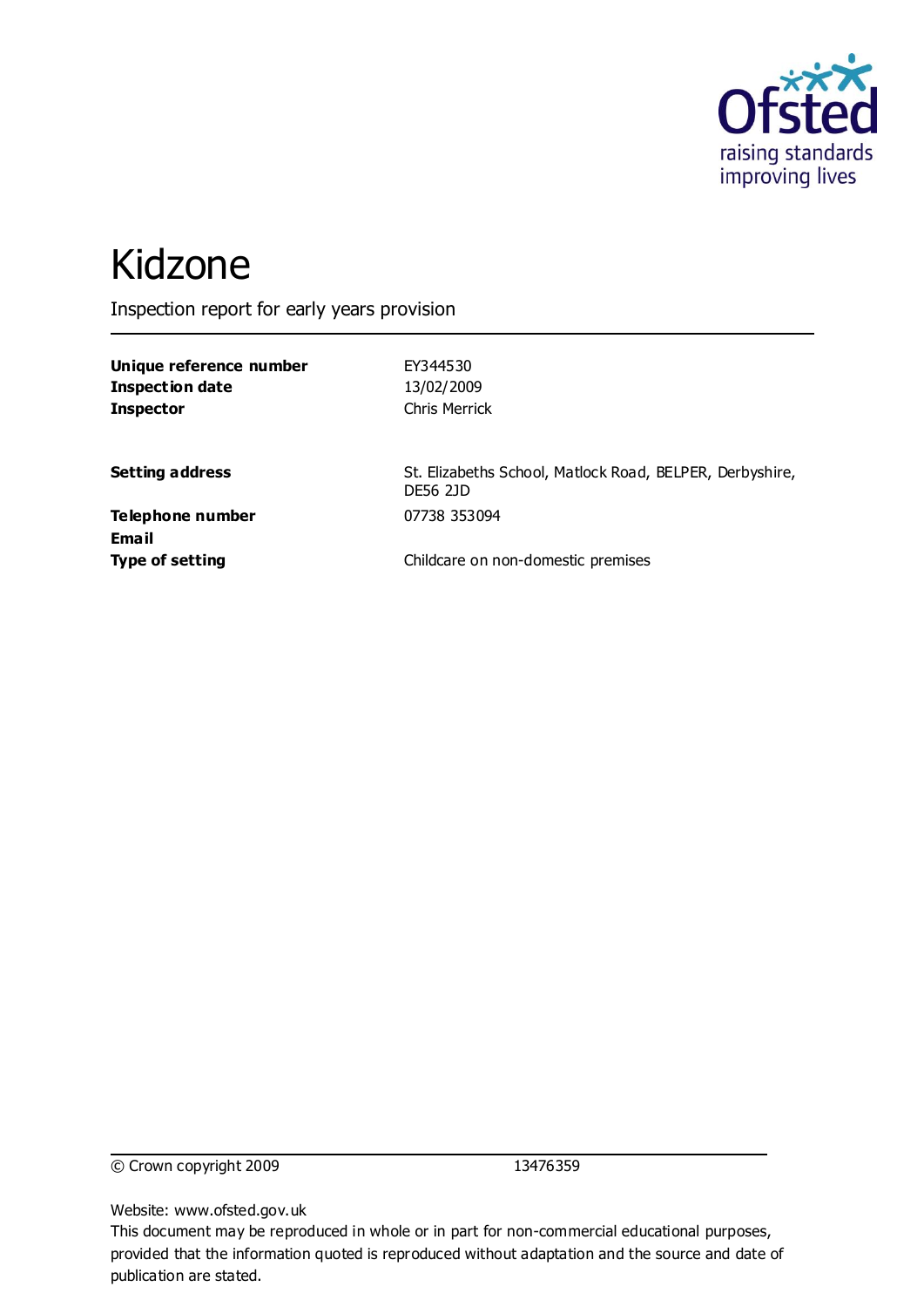Ofsted
raising standards
improving lives

# Kidzone

Inspection report for early years provision

| | |
|---|---|
| **Unique reference number** | EY344530 |
| **Inspection date** | 13/02/2009 |
| **Inspector** | Chris Merrick |

| | |
|---|---|
| **Setting address** | St. Elizabeths School, Matlock Road, BELPER, Derbyshire, DE56 2JD |
| **Telephone number** | 07738 353094 |
| **Email** | |
| **Type of setting** | Childcare on non-domestic premises |

© Crown copyright 2009 13476359

Website: www.ofsted.gov.uk
This document may be reproduced in whole or in part for non-commercial educational purposes, provided that the information quoted is reproduced without adaptation and the source and date of publication are stated.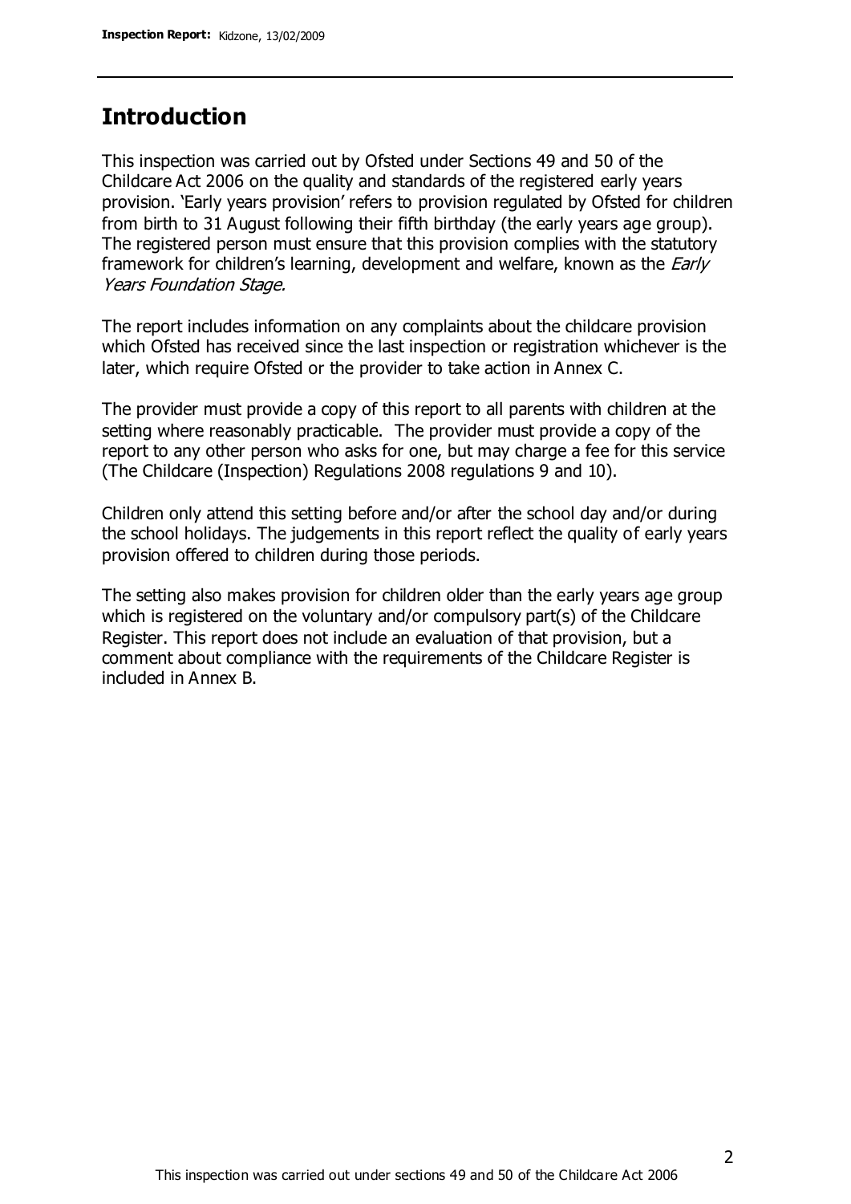## Introduction

This inspection was carried out by Ofsted under Sections 49 and 50 of the Childcare Act 2006 on the quality and standards of the registered early years provision. 'Early years provision' refers to provision regulated by Ofsted for children from birth to 31 August following their fifth birthday (the early years age group). The registered person must ensure that this provision complies with the statutory framework for children's learning, development and welfare, known as the *Early Years Foundation Stage.*

The report includes information on any complaints about the childcare provision which Ofsted has received since the last inspection or registration whichever is the later, which require Ofsted or the provider to take action in Annex C.

The provider must provide a copy of this report to all parents with children at the setting where reasonably practicable. The provider must provide a copy of the report to any other person who asks for one, but may charge a fee for this service (The Childcare (Inspection) Regulations 2008 regulations 9 and 10).

Children only attend this setting before and/or after the school day and/or during the school holidays. The judgements in this report reflect the quality of early years provision offered to children during those periods.

The setting also makes provision for children older than the early years age group which is registered on the voluntary and/or compulsory part(s) of the Childcare Register. This report does not include an evaluation of that provision, but a comment about compliance with the requirements of the Childcare Register is included in Annex B.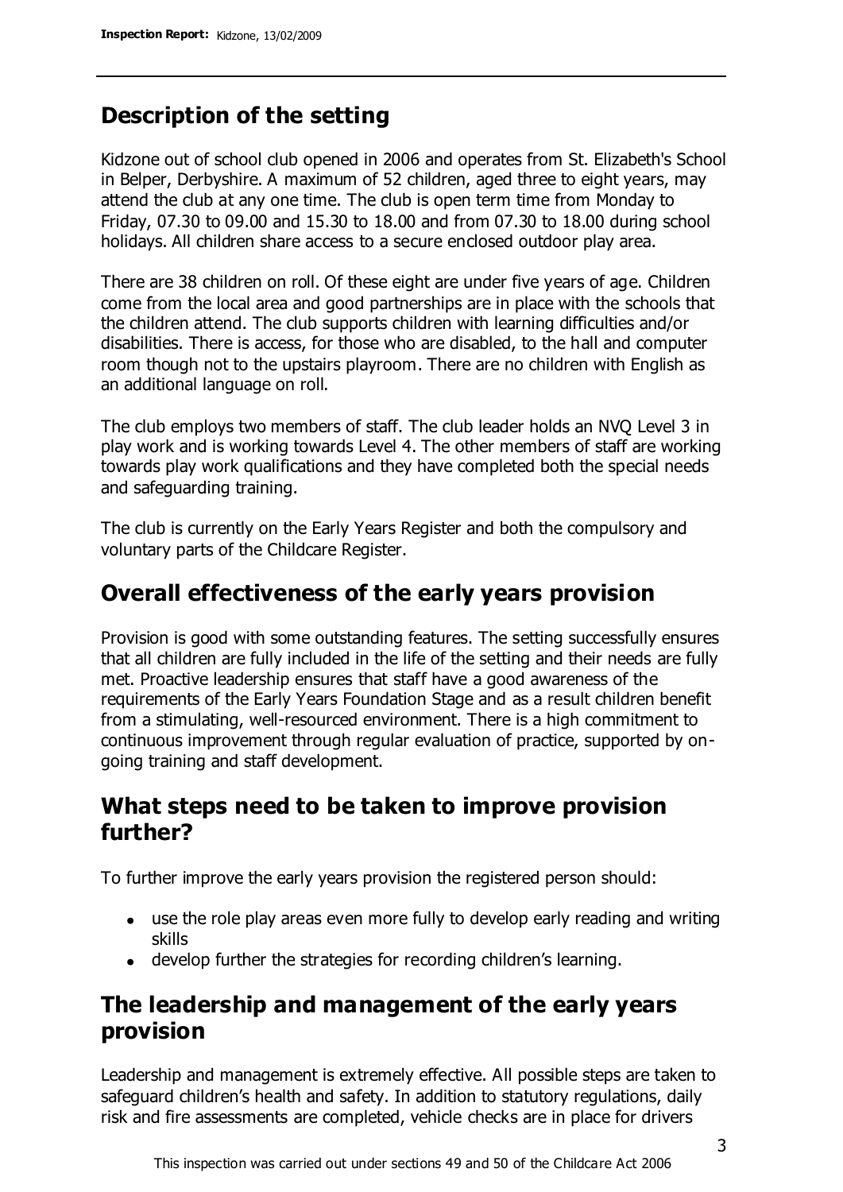## Description of the setting

Kidzone out of school club opened in 2006 and operates from St. Elizabeth's School in Belper, Derbyshire. A maximum of 52 children, aged three to eight years, may attend the club at any one time. The club is open term time from Monday to Friday, 07.30 to 09.00 and 15.30 to 18.00 and from 07.30 to 18.00 during school holidays. All children share access to a secure enclosed outdoor play area.

There are 38 children on roll. Of these eight are under five years of age. Children come from the local area and good partnerships are in place with the schools that the children attend. The club supports children with learning difficulties and/or disabilities. There is access, for those who are disabled, to the hall and computer room though not to the upstairs playroom. There are no children with English as an additional language on roll.

The club employs two members of staff. The club leader holds an NVQ Level 3 in play work and is working towards Level 4. The other members of staff are working towards play work qualifications and they have completed both the special needs and safeguarding training.

The club is currently on the Early Years Register and both the compulsory and voluntary parts of the Childcare Register.

## Overall effectiveness of the early years provision

Provision is good with some outstanding features. The setting successfully ensures that all children are fully included in the life of the setting and their needs are fully met. Proactive leadership ensures that staff have a good awareness of the requirements of the Early Years Foundation Stage and as a result children benefit from a stimulating, well-resourced environment. There is a high commitment to continuous improvement through regular evaluation of practice, supported by on-going training and staff development.

## What steps need to be taken to improve provision further?

To further improve the early years provision the registered person should:

- use the role play areas even more fully to develop early reading and writing skills
- develop further the strategies for recording children's learning.

## The leadership and management of the early years provision

Leadership and management is extremely effective. All possible steps are taken to safeguard children's health and safety. In addition to statutory regulations, daily risk and fire assessments are completed, vehicle checks are in place for drivers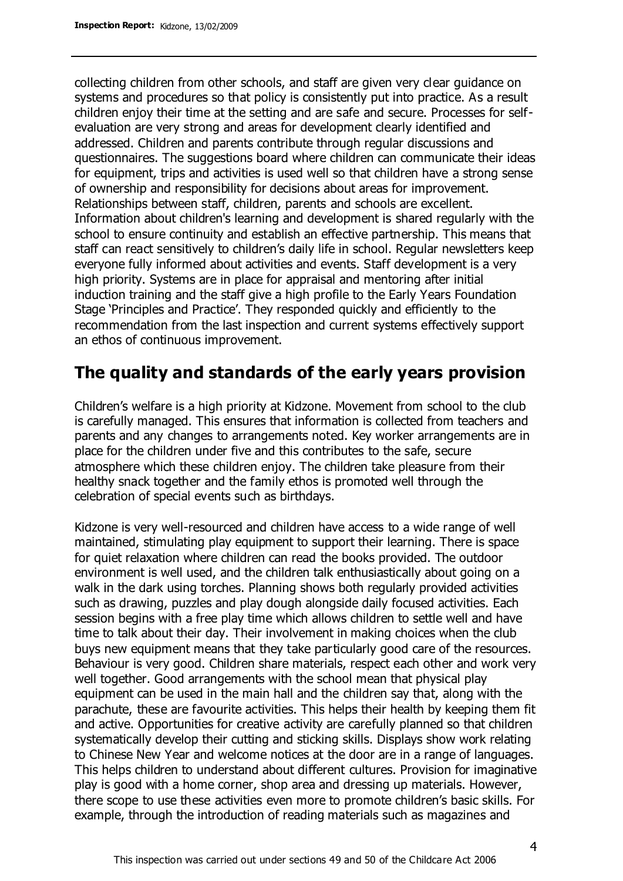collecting children from other schools, and staff are given very clear guidance on systems and procedures so that policy is consistently put into practice. As a result children enjoy their time at the setting and are safe and secure. Processes for self-evaluation are very strong and areas for development clearly identified and addressed. Children and parents contribute through regular discussions and questionnaires. The suggestions board where children can communicate their ideas for equipment, trips and activities is used well so that children have a strong sense of ownership and responsibility for decisions about areas for improvement. Relationships between staff, children, parents and schools are excellent. Information about children's learning and development is shared regularly with the school to ensure continuity and establish an effective partnership. This means that staff can react sensitively to children's daily life in school. Regular newsletters keep everyone fully informed about activities and events. Staff development is a very high priority. Systems are in place for appraisal and mentoring after initial induction training and the staff give a high profile to the Early Years Foundation Stage 'Principles and Practice'. They responded quickly and efficiently to the recommendation from the last inspection and current systems effectively support an ethos of continuous improvement.

## The quality and standards of the early years provision

Children's welfare is a high priority at Kidzone. Movement from school to the club is carefully managed. This ensures that information is collected from teachers and parents and any changes to arrangements noted. Key worker arrangements are in place for the children under five and this contributes to the safe, secure atmosphere which these children enjoy. The children take pleasure from their healthy snack together and the family ethos is promoted well through the celebration of special events such as birthdays.

Kidzone is very well-resourced and children have access to a wide range of well maintained, stimulating play equipment to support their learning. There is space for quiet relaxation where children can read the books provided. The outdoor environment is well used, and the children talk enthusiastically about going on a walk in the dark using torches. Planning shows both regularly provided activities such as drawing, puzzles and play dough alongside daily focused activities. Each session begins with a free play time which allows children to settle well and have time to talk about their day. Their involvement in making choices when the club buys new equipment means that they take particularly good care of the resources. Behaviour is very good. Children share materials, respect each other and work very well together. Good arrangements with the school mean that physical play equipment can be used in the main hall and the children say that, along with the parachute, these are favourite activities. This helps their health by keeping them fit and active. Opportunities for creative activity are carefully planned so that children systematically develop their cutting and sticking skills. Displays show work relating to Chinese New Year and welcome notices at the door are in a range of languages. This helps children to understand about different cultures. Provision for imaginative play is good with a home corner, shop area and dressing up materials. However, there scope to use these activities even more to promote children's basic skills. For example, through the introduction of reading materials such as magazines and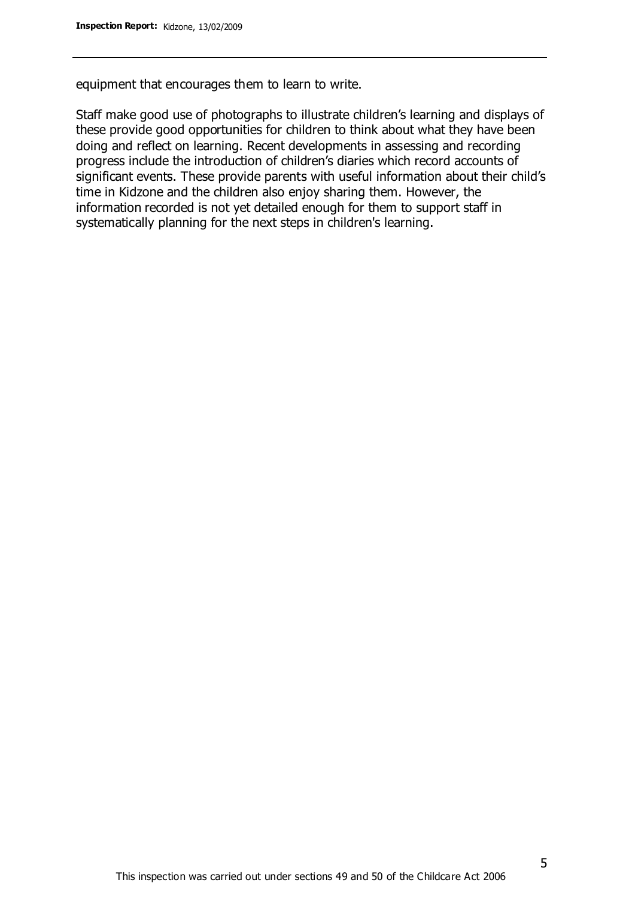equipment that encourages them to learn to write.

Staff make good use of photographs to illustrate children's learning and displays of these provide good opportunities for children to think about what they have been doing and reflect on learning. Recent developments in assessing and recording progress include the introduction of children's diaries which record accounts of significant events. These provide parents with useful information about their child's time in Kidzone and the children also enjoy sharing them. However, the information recorded is not yet detailed enough for them to support staff in systematically planning for the next steps in children's learning.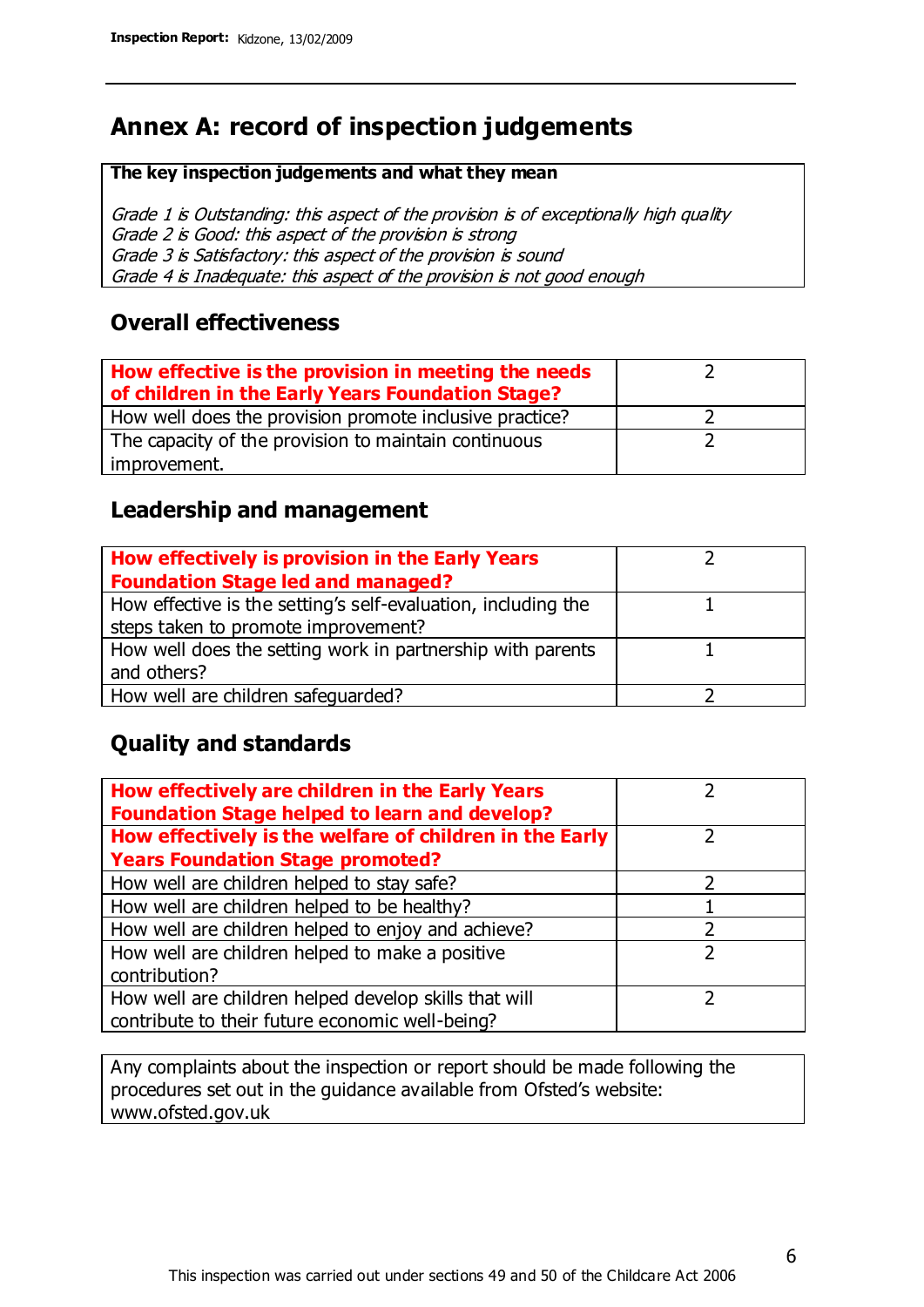## Annex A: record of inspection judgements

| The key inspection judgements and what they mean |
|---|
| *Grade 1 is Outstanding: this aspect of the provision is of exceptionally high quality*<br>*Grade 2 is Good: this aspect of the provision is strong*<br>*Grade 3 is Satisfactory: this aspect of the provision is sound*<br>*Grade 4 is Inadequate: this aspect of the provision is not good enough* |

### Overall effectiveness

| | |
|---|---|
| **How effective is the provision in meeting the needs of children in the Early Years Foundation Stage?** | 2 |
| How well does the provision promote inclusive practice? | 2 |
| The capacity of the provision to maintain continuous improvement. | 2 |

### Leadership and management

| | |
|---|---|
| **How effectively is provision in the Early Years Foundation Stage led and managed?** | 2 |
| How effective is the setting's self-evaluation, including the steps taken to promote improvement? | 1 |
| How well does the setting work in partnership with parents and others? | 1 |
| How well are children safeguarded? | 2 |

### Quality and standards

| | |
|---|---|
| **How effectively are children in the Early Years Foundation Stage helped to learn and develop?** | 2 |
| **How effectively is the welfare of children in the Early Years Foundation Stage promoted?** | 2 |
| How well are children helped to stay safe? | 2 |
| How well are children helped to be healthy? | 1 |
| How well are children helped to enjoy and achieve? | 2 |
| How well are children helped to make a positive contribution? | 2 |
| How well are children helped develop skills that will contribute to their future economic well-being? | 2 |

Any complaints about the inspection or report should be made following the procedures set out in the guidance available from Ofsted's website: www.ofsted.gov.uk

This inspection was carried out under sections 49 and 50 of the Childcare Act 2006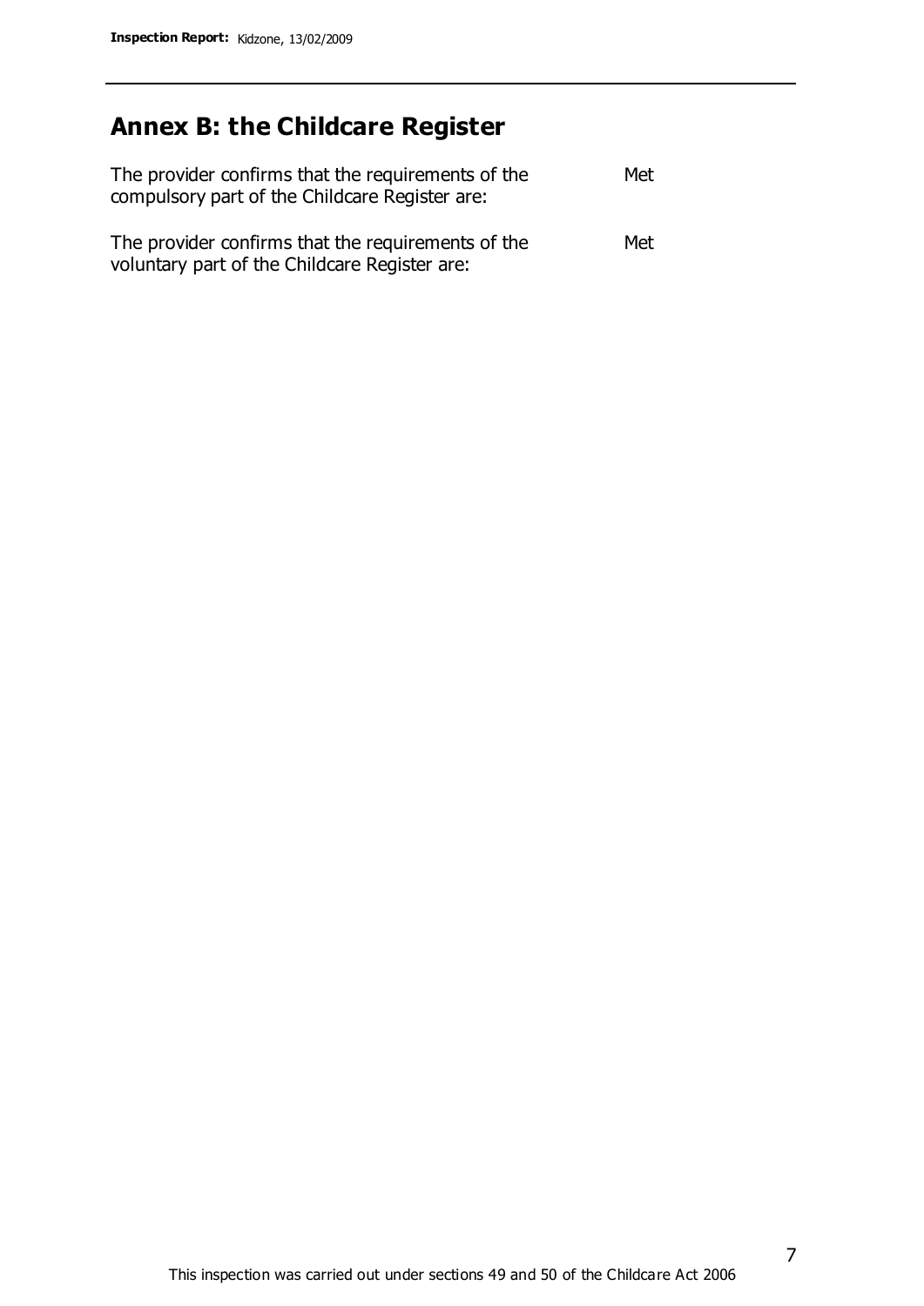## Annex B: the Childcare Register

| | |
|---|---|
| The provider confirms that the requirements of the compulsory part of the Childcare Register are: | Met |
| The provider confirms that the requirements of the voluntary part of the Childcare Register are: | Met |

This inspection was carried out under sections 49 and 50 of the Childcare Act 2006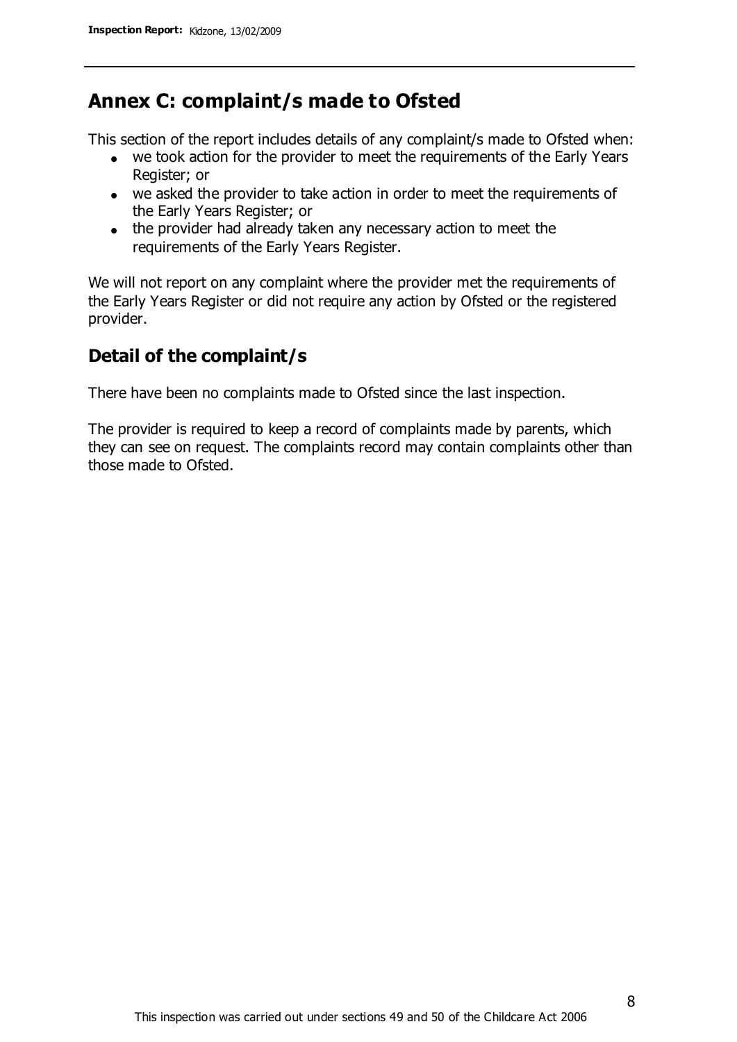## Annex C: complaint/s made to Ofsted

This section of the report includes details of any complaint/s made to Ofsted when:

- we took action for the provider to meet the requirements of the Early Years Register; or
- we asked the provider to take action in order to meet the requirements of the Early Years Register; or
- the provider had already taken any necessary action to meet the requirements of the Early Years Register.

We will not report on any complaint where the provider met the requirements of the Early Years Register or did not require any action by Ofsted or the registered provider.

### Detail of the complaint/s

There have been no complaints made to Ofsted since the last inspection.

The provider is required to keep a record of complaints made by parents, which they can see on request. The complaints record may contain complaints other than those made to Ofsted.